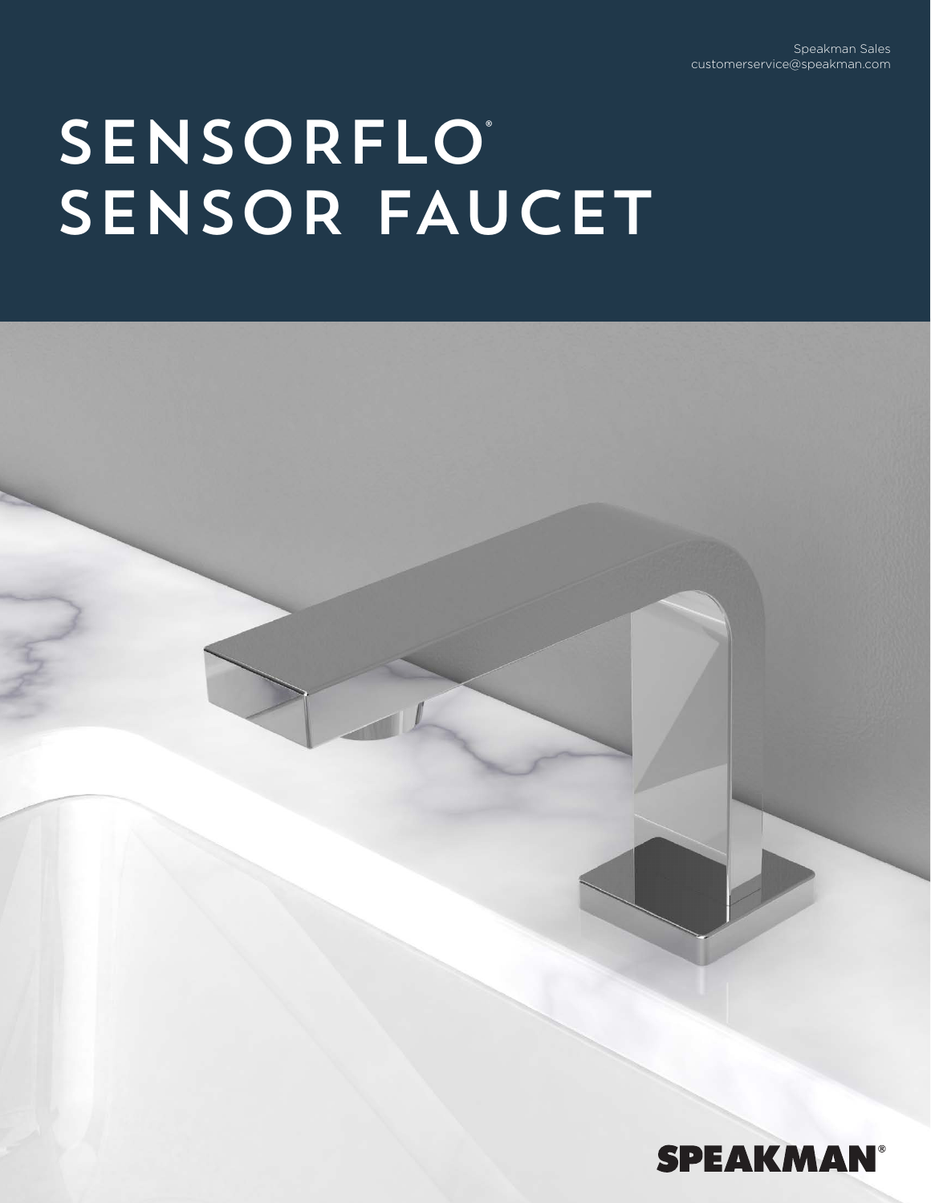Speakman Sales
customerservice@speakman.com

# SENSORFLO® SENSOR FAUCET

SPEAKMAN®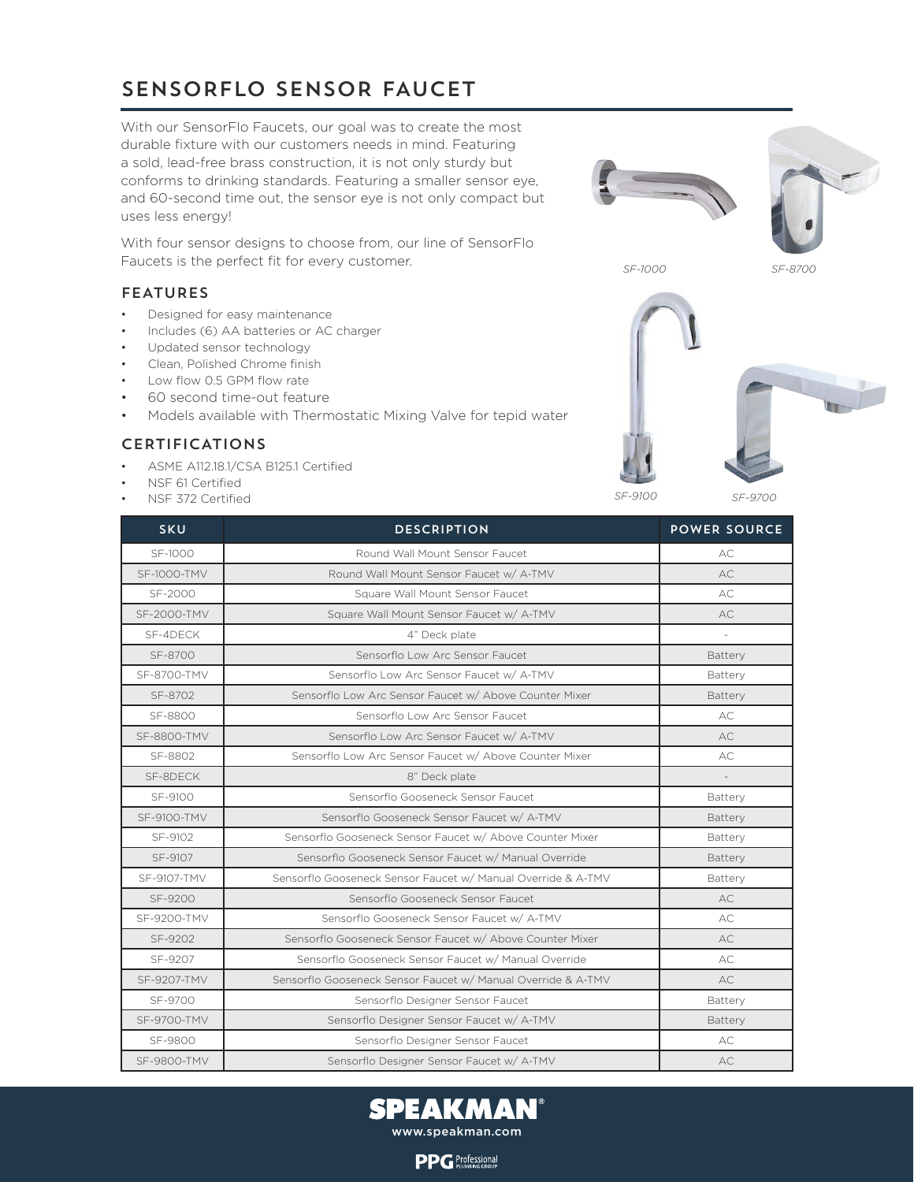# SENSORFLO SENSOR FAUCET

With our SensorFlo Faucets, our goal was to create the most durable fixture with our customers needs in mind. Featuring a sold, lead-free brass construction, it is not only sturdy but conforms to drinking standards. Featuring a smaller sensor eye, and 60-second time out, the sensor eye is not only compact but uses less energy!

With four sensor designs to choose from, our line of SensorFlo Faucets is the perfect fit for every customer.

SF-1000

SF-8700

SF-9100

SF-9700

## FEATURES

- Designed for easy maintenance
- Includes (6) AA batteries or AC charger
- Updated sensor technology
- Clean, Polished Chrome finish
- Low flow 0.5 GPM flow rate
- 60 second time-out feature
- Models available with Thermostatic Mixing Valve for tepid water

## CERTIFICATIONS

- ASME A112.18.1/CSA B125.1 Certified
- NSF 61 Certified
- NSF 372 Certified

| SKU | DESCRIPTION | POWER SOURCE |
|---|---|---|
| SF-1000 | Round Wall Mount Sensor Faucet | AC |
| SF-1000-TMV | Round Wall Mount Sensor Faucet w/ A-TMV | AC |
| SF-2000 | Square Wall Mount Sensor Faucet | AC |
| SF-2000-TMV | Square Wall Mount Sensor Faucet w/ A-TMV | AC |
| SF-4DECK | 4" Deck plate | - |
| SF-8700 | Sensorflo Low Arc Sensor Faucet | Battery |
| SF-8700-TMV | Sensorflo Low Arc Sensor Faucet w/ A-TMV | Battery |
| SF-8702 | Sensorflo Low Arc Sensor Faucet w/ Above Counter Mixer | Battery |
| SF-8800 | Sensorflo Low Arc Sensor Faucet | AC |
| SF-8800-TMV | Sensorflo Low Arc Sensor Faucet w/ A-TMV | AC |
| SF-8802 | Sensorflo Low Arc Sensor Faucet w/ Above Counter Mixer | AC |
| SF-8DECK | 8" Deck plate | - |
| SF-9100 | Sensorflo Gooseneck Sensor Faucet | Battery |
| SF-9100-TMV | Sensorflo Gooseneck Sensor Faucet w/ A-TMV | Battery |
| SF-9102 | Sensorflo Gooseneck Sensor Faucet w/ Above Counter Mixer | Battery |
| SF-9107 | Sensorflo Gooseneck Sensor Faucet w/ Manual Override | Battery |
| SF-9107-TMV | Sensorflo Gooseneck Sensor Faucet w/ Manual Override & A-TMV | Battery |
| SF-9200 | Sensorflo Gooseneck Sensor Faucet | AC |
| SF-9200-TMV | Sensorflo Gooseneck Sensor Faucet w/ A-TMV | AC |
| SF-9202 | Sensorflo Gooseneck Sensor Faucet w/ Above Counter Mixer | AC |
| SF-9207 | Sensorflo Gooseneck Sensor Faucet w/ Manual Override | AC |
| SF-9207-TMV | Sensorflo Gooseneck Sensor Faucet w/ Manual Override & A-TMV | AC |
| SF-9700 | Sensorflo Designer Sensor Faucet | Battery |
| SF-9700-TMV | Sensorflo Designer Sensor Faucet w/ A-TMV | Battery |
| SF-9800 | Sensorflo Designer Sensor Faucet | AC |
| SF-9800-TMV | Sensorflo Designer Sensor Faucet w/ A-TMV | AC |

SPEAKMAN®

www.speakman.com

PPG Professional Plumbing Group